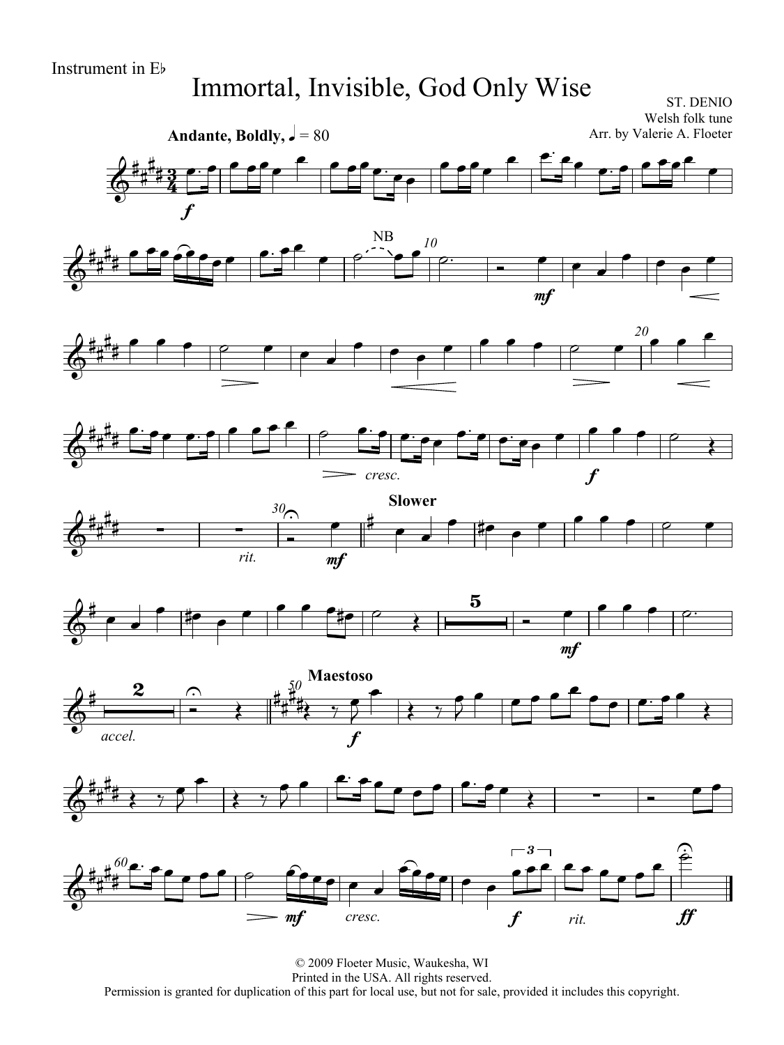Instrument in E♭

# Immortal, Invisible, God Only Wise

ST. DENIO
Welsh folk tune
Arr. by Valerie A. Floeter

**Andante, Boldly,** ♩ = 80

© 2009 Floeter Music, Waukesha, WI
Printed in the USA. All rights reserved.
Permission is granted for duplication of this part for local use, but not for sale, provided it includes this copyright.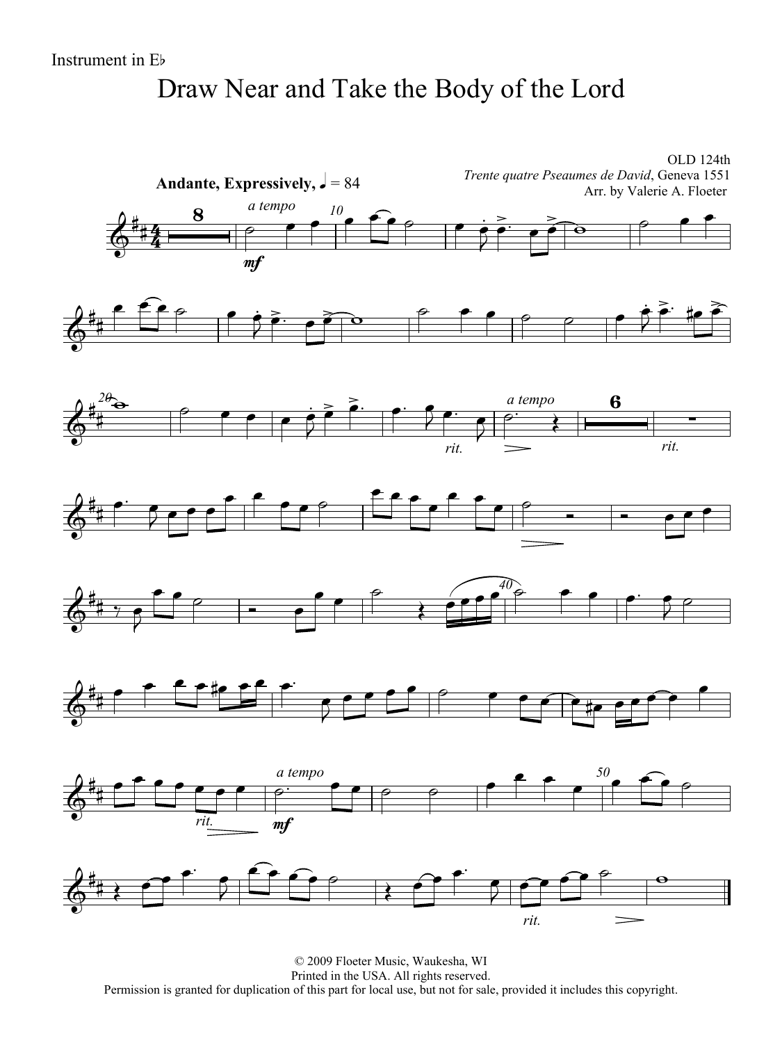Instrument in E♭

# Draw Near and Take the Body of the Lord

OLD 124th
*Trente quatre Pseaumes de David*, Geneva 1551
Arr. by Valerie A. Floeter

**Andante, Expressively,** ♩ = 84

© 2009 Floeter Music, Waukesha, WI
Printed in the USA. All rights reserved.
Permission is granted for duplication of this part for local use, but not for sale, provided it includes this copyright.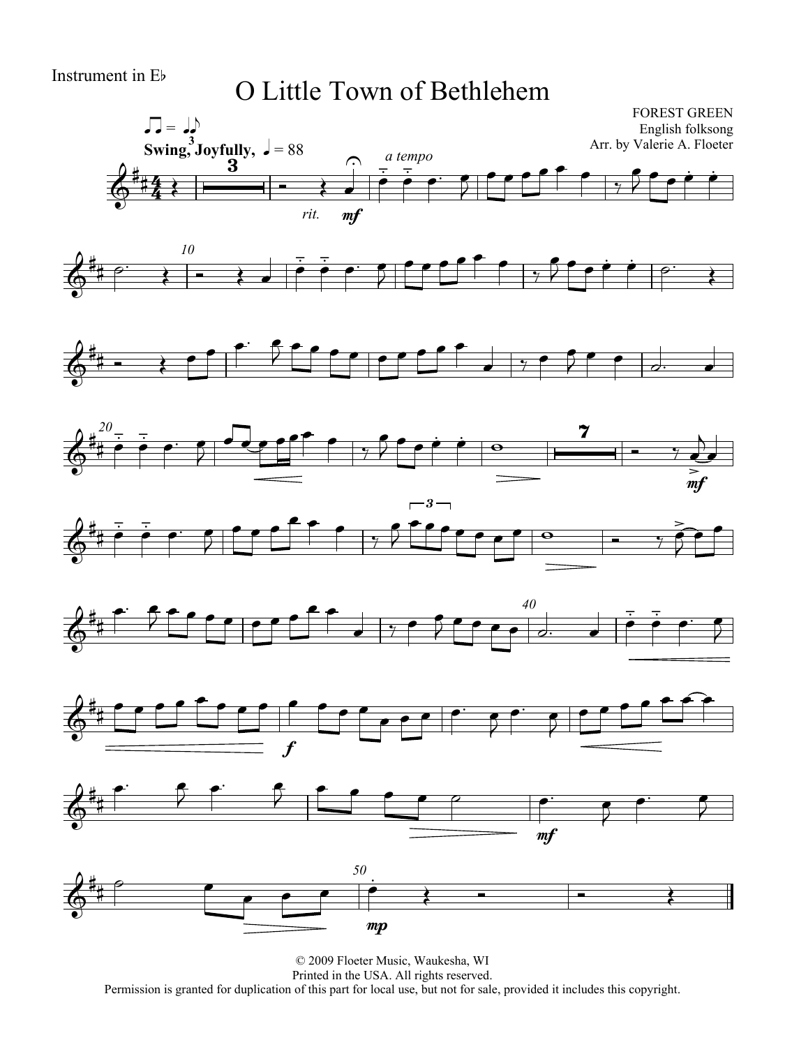Instrument in E♭

# O Little Town of Bethlehem

Swing, Joyfully, ♩ = 88

FOREST GREEN
English folksong
Arr. by Valerie A. Floeter

© 2009 Floeter Music, Waukesha, WI
Printed in the USA. All rights reserved.
Permission is granted for duplication of this part for local use, but not for sale, provided it includes this copyright.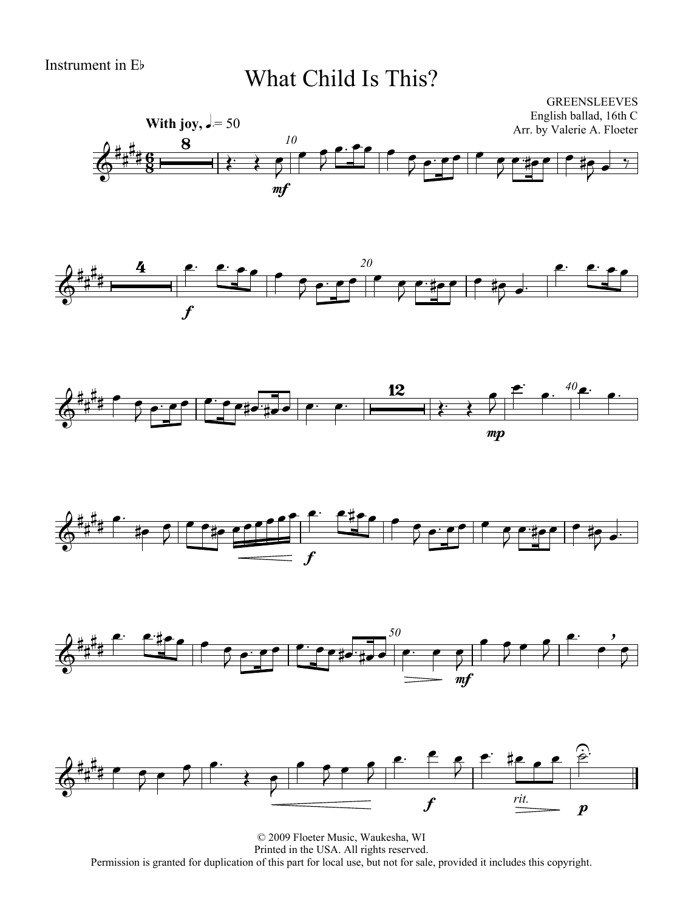Instrument in E♭

# What Child Is This?

GREENSLEEVES
English ballad, 16th C
Arr. by Valerie A. Floeter

**With joy,** ♩. = 50

© 2009 Floeter Music, Waukesha, WI
Printed in the USA. All rights reserved.
Permission is granted for duplication of this part for local use, but not for sale, provided it includes this copyright.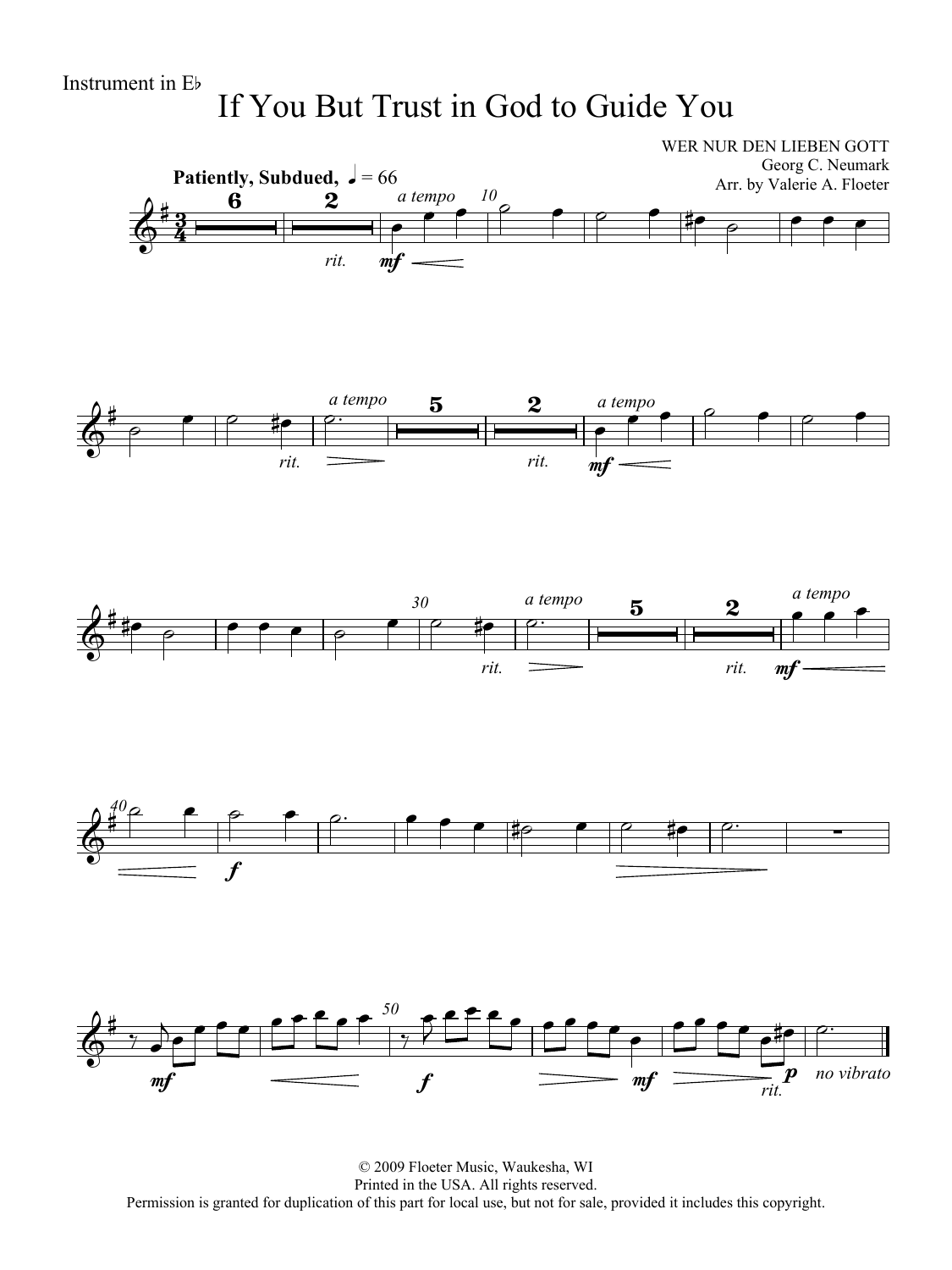Instrument in E♭

# If You But Trust in God to Guide You

WER NUR DEN LIEBEN GOTT
Georg C. Neumark
Arr. by Valerie A. Floeter

**Patiently, Subdued,** ♩ = 66

© 2009 Floeter Music, Waukesha, WI
Printed in the USA. All rights reserved.
Permission is granted for duplication of this part for local use, but not for sale, provided it includes this copyright.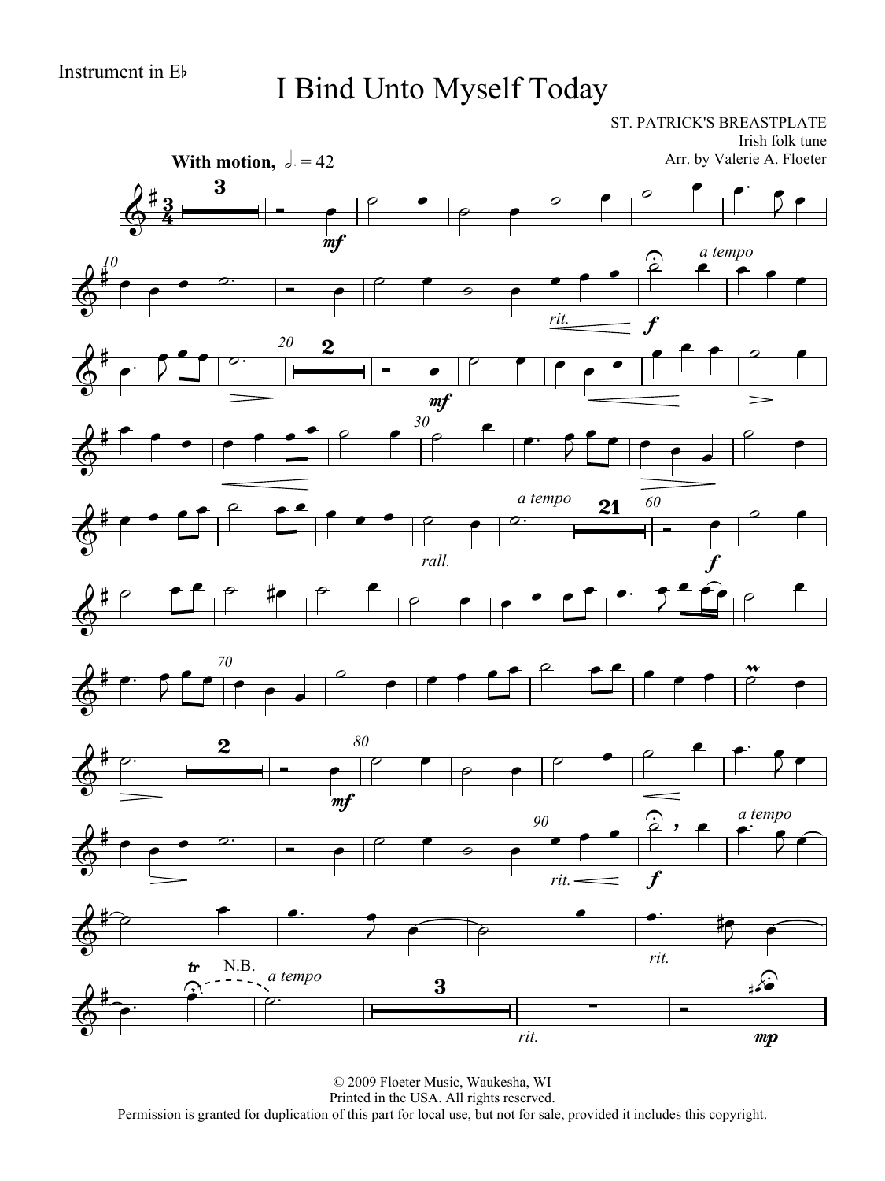Instrument in E♭

# I Bind Unto Myself Today

ST. PATRICK'S BREASTPLATE
Irish folk tune
Arr. by Valerie A. Floeter

With motion, ♩. = 42

© 2009 Floeter Music, Waukesha, WI
Printed in the USA. All rights reserved.
Permission is granted for duplication of this part for local use, but not for sale, provided it includes this copyright.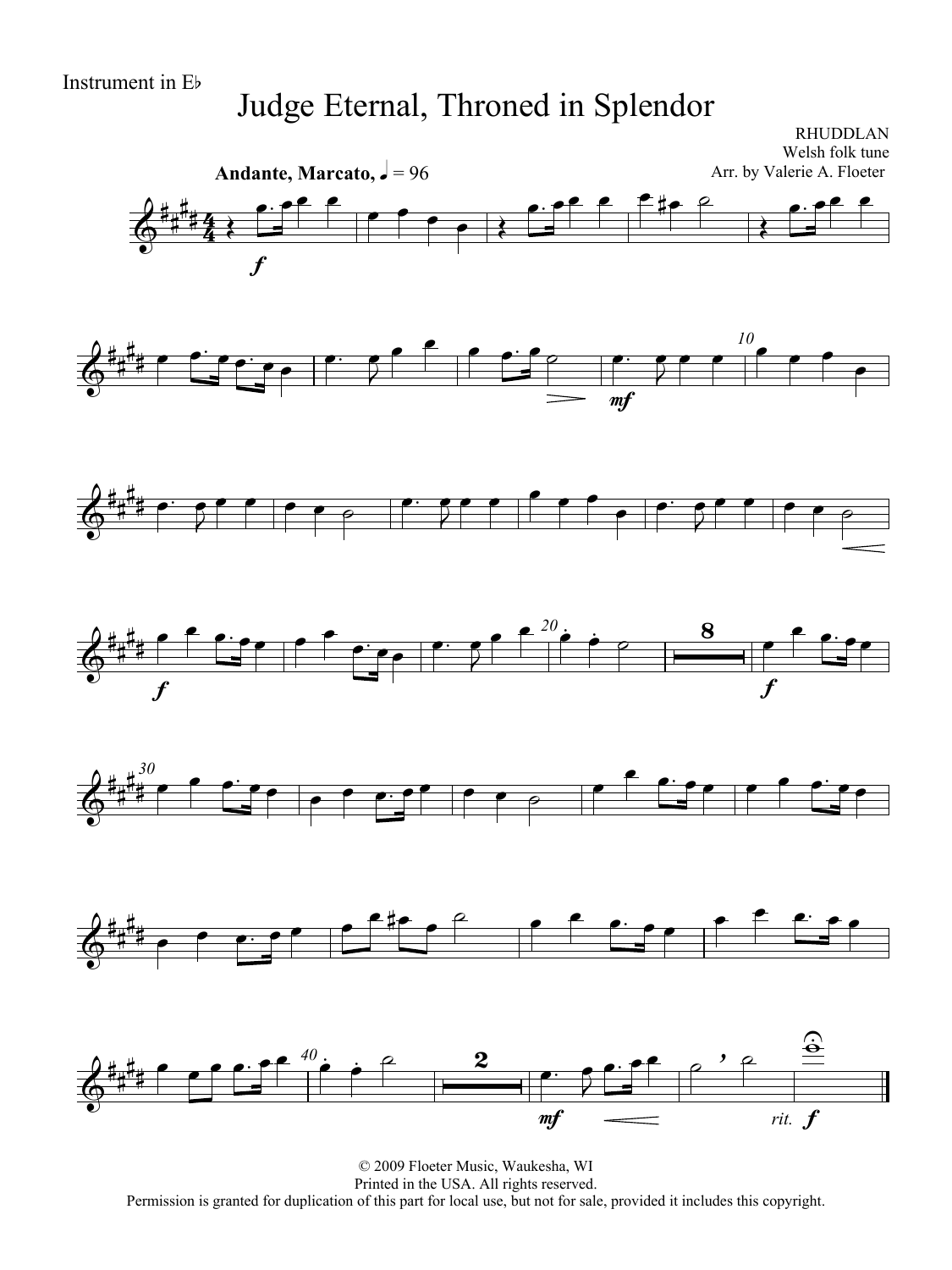Instrument in E♭

# Judge Eternal, Throned in Splendor

RHUDDLAN
Welsh folk tune
Arr. by Valerie A. Floeter

**Andante, Marcato,** ♩ = 96

© 2009 Floeter Music, Waukesha, WI
Printed in the USA. All rights reserved.
Permission is granted for duplication of this part for local use, but not for sale, provided it includes this copyright.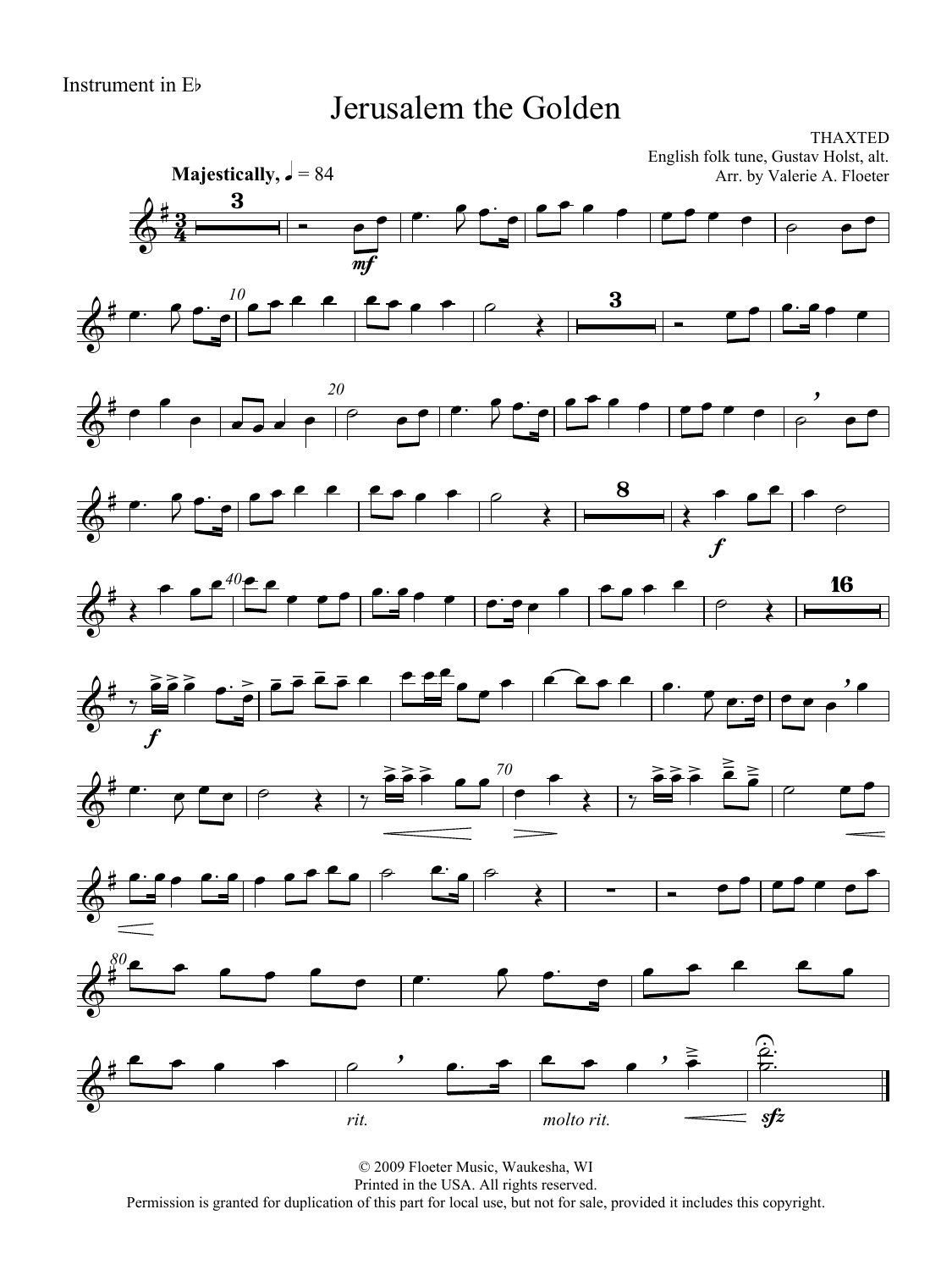Instrument in E♭

# Jerusalem the Golden

THAXTED
English folk tune, Gustav Holst, alt.
Arr. by Valerie A. Floeter

**Majestically,** ♩ = 84

© 2009 Floeter Music, Waukesha, WI
Printed in the USA. All rights reserved.
Permission is granted for duplication of this part for local use, but not for sale, provided it includes this copyright.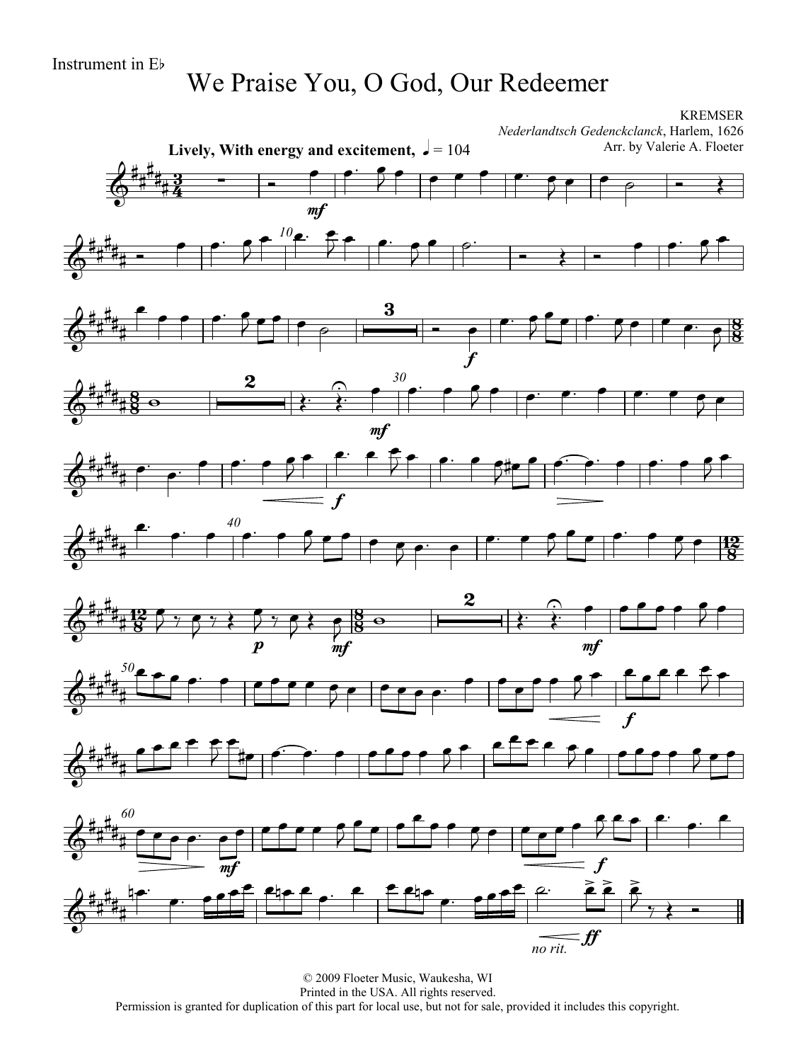Instrument in E♭

# We Praise You, O God, Our Redeemer

KREMSER
*Nederlandtsch Gedenckclanck*, Harlem, 1626
Arr. by Valerie A. Floeter

**Lively, With energy and excitement,** ♩ = 104

© 2009 Floeter Music, Waukesha, WI
Printed in the USA. All rights reserved.
Permission is granted for duplication of this part for local use, but not for sale, provided it includes this copyright.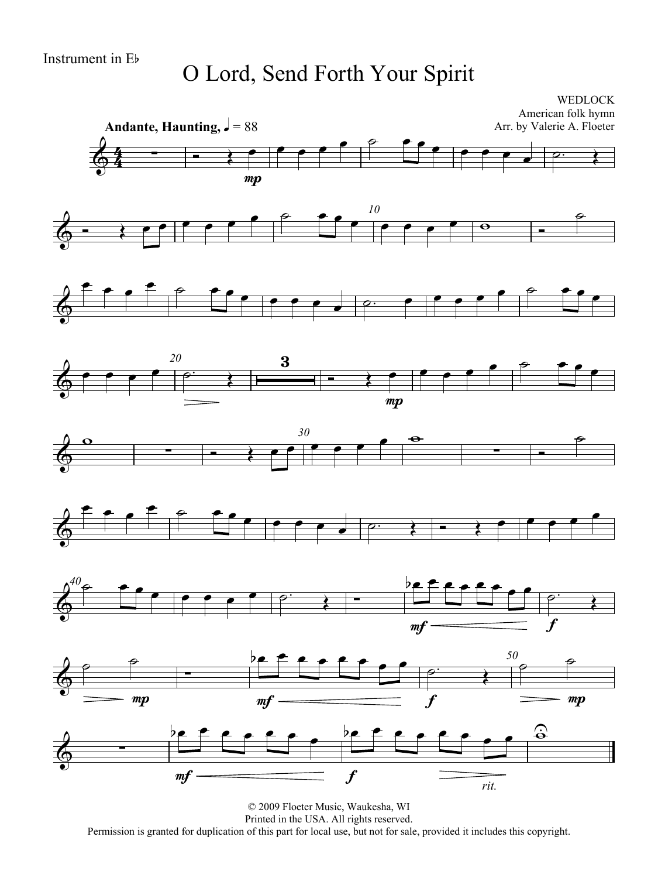Instrument in E♭

# O Lord, Send Forth Your Spirit

WEDLOCK
American folk hymn
Arr. by Valerie A. Floeter

**Andante, Haunting,** ♩ = 88

© 2009 Floeter Music, Waukesha, WI
Printed in the USA. All rights reserved.
Permission is granted for duplication of this part for local use, but not for sale, provided it includes this copyright.